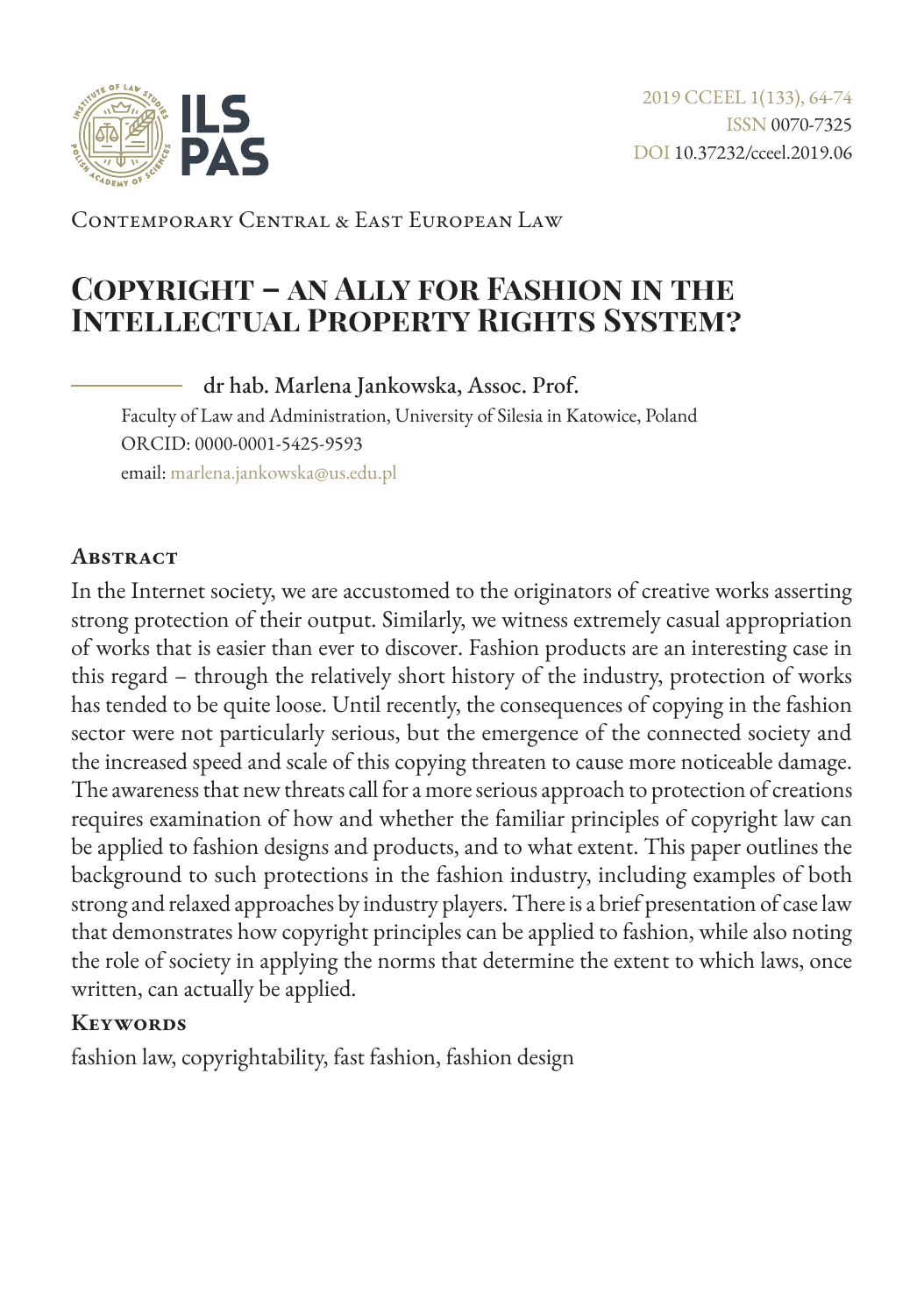Contemporary Central & East European Law

# Copyright – an Ally for Fashion in the Intellectual Property Rights System?

dr hab. Marlena Jankowska, Assoc. Prof.

Faculty of Law and Administration, University of Silesia in Katowice, Poland

ORCID: 0000-0001-5425-9593

email: marlena.jankowska@us.edu.pl

## Abstract

In the Internet society, we are accustomed to the originators of creative works asserting strong protection of their output. Similarly, we witness extremely casual appropriation of works that is easier than ever to discover. Fashion products are an interesting case in this regard – through the relatively short history of the industry, protection of works has tended to be quite loose. Until recently, the consequences of copying in the fashion sector were not particularly serious, but the emergence of the connected society and the increased speed and scale of this copying threaten to cause more noticeable damage. The awareness that new threats call for a more serious approach to protection of creations requires examination of how and whether the familiar principles of copyright law can be applied to fashion designs and products, and to what extent. This paper outlines the background to such protections in the fashion industry, including examples of both strong and relaxed approaches by industry players. There is a brief presentation of case law that demonstrates how copyright principles can be applied to fashion, while also noting the role of society in applying the norms that determine the extent to which laws, once written, can actually be applied.

## Keywords

fashion law, copyrightability, fast fashion, fashion design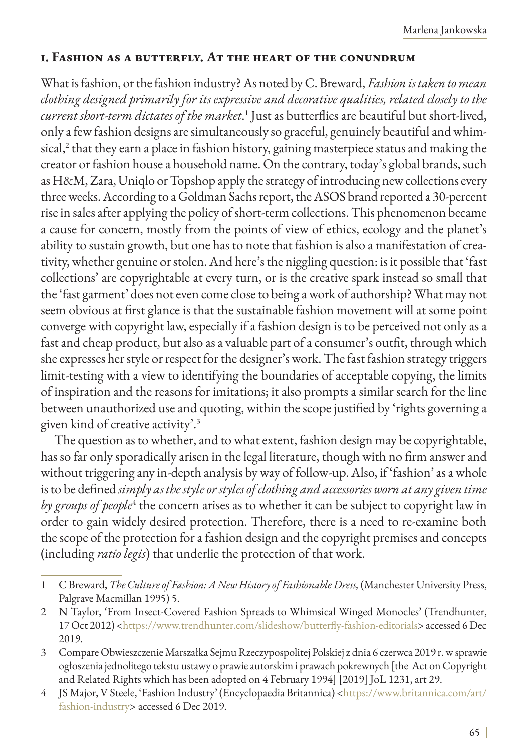## 1. Fashion as a butterfly. At the heart of the conundrum

What is fashion, or the fashion industry? As noted by C. Breward, *Fashion is taken to mean clothing designed primarily for its expressive and decorative qualities, related closely to the current short-term dictates of the market*.[1] Just as butterflies are beautiful but short-lived, only a few fashion designs are simultaneously so graceful, genuinely beautiful and whimsical,[2] that they earn a place in fashion history, gaining masterpiece status and making the creator or fashion house a household name. On the contrary, today's global brands, such as H&M, Zara, Uniqlo or Topshop apply the strategy of introducing new collections every three weeks. According to a Goldman Sachs report, the ASOS brand reported a 30-percent rise in sales after applying the policy of short-term collections. This phenomenon became a cause for concern, mostly from the points of view of ethics, ecology and the planet's ability to sustain growth, but one has to note that fashion is also a manifestation of creativity, whether genuine or stolen. And here's the niggling question: is it possible that 'fast collections' are copyrightable at every turn, or is the creative spark instead so small that the 'fast garment' does not even come close to being a work of authorship? What may not seem obvious at first glance is that the sustainable fashion movement will at some point converge with copyright law, especially if a fashion design is to be perceived not only as a fast and cheap product, but also as a valuable part of a consumer's outfit, through which she expresses her style or respect for the designer's work. The fast fashion strategy triggers limit-testing with a view to identifying the boundaries of acceptable copying, the limits of inspiration and the reasons for imitations; it also prompts a similar search for the line between unauthorized use and quoting, within the scope justified by 'rights governing a given kind of creative activity'.[3]

The question as to whether, and to what extent, fashion design may be copyrightable, has so far only sporadically arisen in the legal literature, though with no firm answer and without triggering any in-depth analysis by way of follow-up. Also, if 'fashion' as a whole is to be defined *simply as the style or styles of clothing and accessories worn at any given time by groups of people*[4] the concern arises as to whether it can be subject to copyright law in order to gain widely desired protection. Therefore, there is a need to re-examine both the scope of the protection for a fashion design and the copyright premises and concepts (including *ratio legis*) that underlie the protection of that work.

---

1 C Breward, *The Culture of Fashion: A New History of Fashionable Dress,* (Manchester University Press, Palgrave Macmillan 1995) 5.

2 N Taylor, 'From Insect-Covered Fashion Spreads to Whimsical Winged Monocles' (Trendhunter, 17 Oct 2012) <https://www.trendhunter.com/slideshow/butterfly-fashion-editorials> accessed 6 Dec 2019.

3 Compare Obwieszczenie Marszałka Sejmu Rzeczypospolitej Polskiej z dnia 6 czerwca 2019 r. w sprawie ogłoszenia jednolitego tekstu ustawy o prawie autorskim i prawach pokrewnych [the Act on Copyright and Related Rights which has been adopted on 4 February 1994] [2019] JoL 1231, art 29.

4 JS Major, V Steele, 'Fashion Industry' (Encyclopaedia Britannica) <https://www.britannica.com/art/fashion-industry> accessed 6 Dec 2019.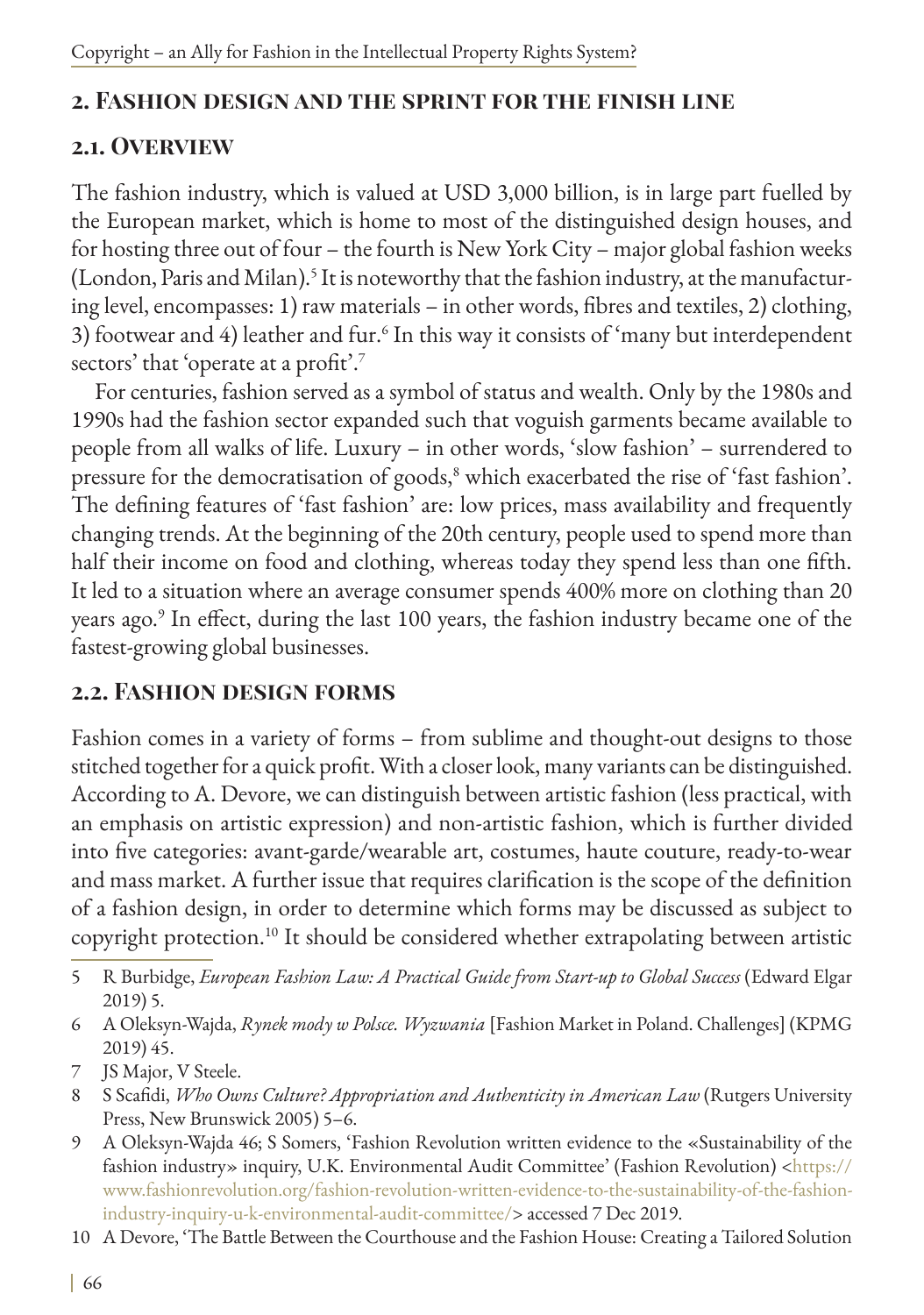## 2. Fashion design and the sprint for the finish line

### 2.1. Overview

The fashion industry, which is valued at USD 3,000 billion, is in large part fuelled by the European market, which is home to most of the distinguished design houses, and for hosting three out of four – the fourth is New York City – major global fashion weeks (London, Paris and Milan).[5] It is noteworthy that the fashion industry, at the manufacturing level, encompasses: 1) raw materials – in other words, fibres and textiles, 2) clothing, 3) footwear and 4) leather and fur.[6] In this way it consists of 'many but interdependent sectors' that 'operate at a profit'.[7]

For centuries, fashion served as a symbol of status and wealth. Only by the 1980s and 1990s had the fashion sector expanded such that voguish garments became available to people from all walks of life. Luxury – in other words, 'slow fashion' – surrendered to pressure for the democratisation of goods,[8] which exacerbated the rise of 'fast fashion'. The defining features of 'fast fashion' are: low prices, mass availability and frequently changing trends. At the beginning of the 20th century, people used to spend more than half their income on food and clothing, whereas today they spend less than one fifth. It led to a situation where an average consumer spends 400% more on clothing than 20 years ago.[9] In effect, during the last 100 years, the fashion industry became one of the fastest-growing global businesses.

### 2.2. Fashion design forms

Fashion comes in a variety of forms – from sublime and thought-out designs to those stitched together for a quick profit. With a closer look, many variants can be distinguished. According to A. Devore, we can distinguish between artistic fashion (less practical, with an emphasis on artistic expression) and non-artistic fashion, which is further divided into five categories: avant-garde/wearable art, costumes, haute couture, ready-to-wear and mass market. A further issue that requires clarification is the scope of the definition of a fashion design, in order to determine which forms may be discussed as subject to copyright protection.[10] It should be considered whether extrapolating between artistic

---

5 R Burbidge, *European Fashion Law: A Practical Guide from Start-up to Global Success* (Edward Elgar 2019) 5.

6 A Oleksyn-Wajda, *Rynek mody w Polsce. Wyzwania* [Fashion Market in Poland. Challenges] (KPMG 2019) 45.

7 JS Major, V Steele.

8 S Scafidi, *Who Owns Culture? Appropriation and Authenticity in American Law* (Rutgers University Press, New Brunswick 2005) 5–6.

9 A Oleksyn-Wajda 46; S Somers, 'Fashion Revolution written evidence to the «Sustainability of the fashion industry» inquiry, U.K. Environmental Audit Committee' (Fashion Revolution) <https://www.fashionrevolution.org/fashion-revolution-written-evidence-to-the-sustainability-of-the-fashion-industry-inquiry-u-k-environmental-audit-committee/> accessed 7 Dec 2019.

10 A Devore, 'The Battle Between the Courthouse and the Fashion House: Creating a Tailored Solution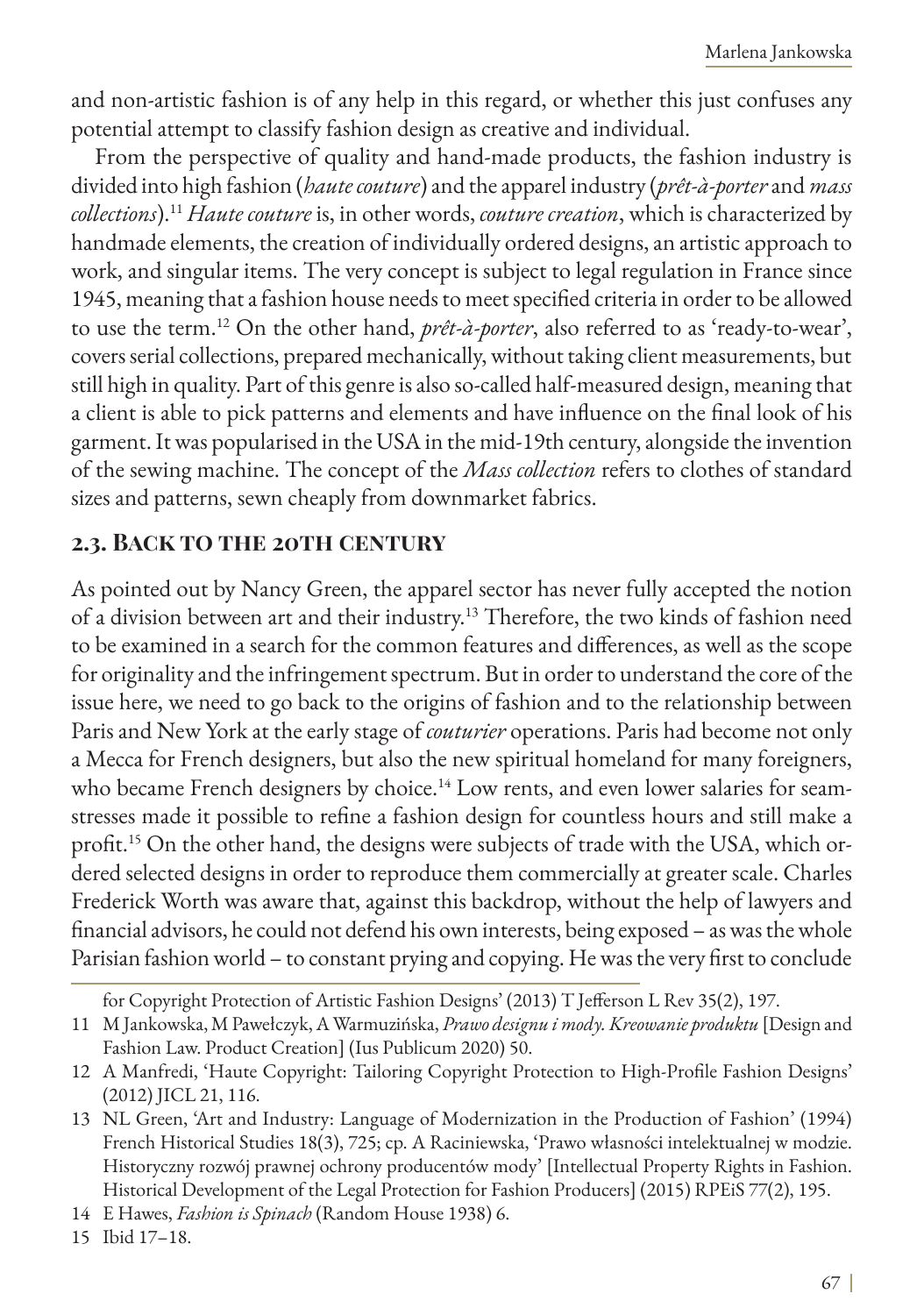and non-artistic fashion is of any help in this regard, or whether this just confuses any potential attempt to classify fashion design as creative and individual.

From the perspective of quality and hand-made products, the fashion industry is divided into high fashion (*haute couture*) and the apparel industry (*prêt-à-porter* and *mass collections*).[11] *Haute couture* is, in other words, *couture creation*, which is characterized by handmade elements, the creation of individually ordered designs, an artistic approach to work, and singular items. The very concept is subject to legal regulation in France since 1945, meaning that a fashion house needs to meet specified criteria in order to be allowed to use the term.[12] On the other hand, *prêt-à-porter*, also referred to as 'ready-to-wear', covers serial collections, prepared mechanically, without taking client measurements, but still high in quality. Part of this genre is also so-called half-measured design, meaning that a client is able to pick patterns and elements and have influence on the final look of his garment. It was popularised in the USA in the mid-19th century, alongside the invention of the sewing machine. The concept of the *Mass collection* refers to clothes of standard sizes and patterns, sewn cheaply from downmarket fabrics.

## 2.3. Back to the 20th century

As pointed out by Nancy Green, the apparel sector has never fully accepted the notion of a division between art and their industry.[13] Therefore, the two kinds of fashion need to be examined in a search for the common features and differences, as well as the scope for originality and the infringement spectrum. But in order to understand the core of the issue here, we need to go back to the origins of fashion and to the relationship between Paris and New York at the early stage of *couturier* operations. Paris had become not only a Mecca for French designers, but also the new spiritual homeland for many foreigners, who became French designers by choice.[14] Low rents, and even lower salaries for seamstresses made it possible to refine a fashion design for countless hours and still make a profit.[15] On the other hand, the designs were subjects of trade with the USA, which ordered selected designs in order to reproduce them commercially at greater scale. Charles Frederick Worth was aware that, against this backdrop, without the help of lawyers and financial advisors, he could not defend his own interests, being exposed – as was the whole Parisian fashion world – to constant prying and copying. He was the very first to conclude

for Copyright Protection of Artistic Fashion Designs' (2013) T Jefferson L Rev 35(2), 197.

11 M Jankowska, M Pawełczyk, A Warmuzińska, *Prawo designu i mody. Kreowanie produktu* [Design and Fashion Law. Product Creation] (Ius Publicum 2020) 50.

12 A Manfredi, 'Haute Copyright: Tailoring Copyright Protection to High-Profile Fashion Designs' (2012) JICL 21, 116.

13 NL Green, 'Art and Industry: Language of Modernization in the Production of Fashion' (1994) French Historical Studies 18(3), 725; cp. A Raciniewska, 'Prawo własności intelektualnej w modzie. Historyczny rozwój prawnej ochrony producentów mody' [Intellectual Property Rights in Fashion. Historical Development of the Legal Protection for Fashion Producers] (2015) RPEiS 77(2), 195.

14 E Hawes, *Fashion is Spinach* (Random House 1938) 6.

15 Ibid 17–18.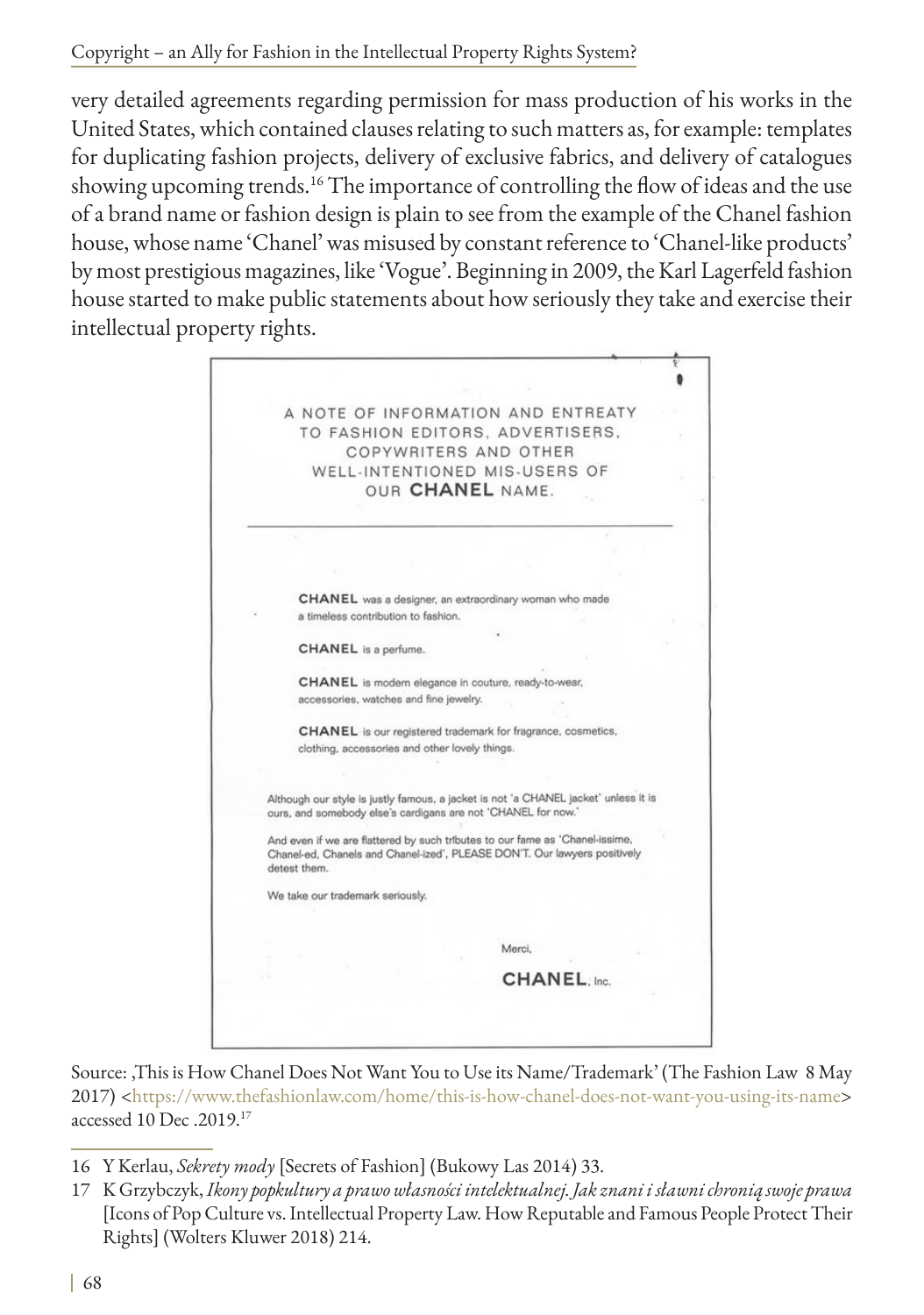very detailed agreements regarding permission for mass production of his works in the United States, which contained clauses relating to such matters as, for example: templates for duplicating fashion projects, delivery of exclusive fabrics, and delivery of catalogues showing upcoming trends.[16] The importance of controlling the flow of ideas and the use of a brand name or fashion design is plain to see from the example of the Chanel fashion house, whose name 'Chanel' was misused by constant reference to 'Chanel-like products' by most prestigious magazines, like 'Vogue'. Beginning in 2009, the Karl Lagerfeld fashion house started to make public statements about how seriously they take and exercise their intellectual property rights.

A NOTE OF INFORMATION AND ENTREATY TO FASHION EDITORS, ADVERTISERS, COPYWRITERS AND OTHER WELL-INTENTIONED MIS-USERS OF OUR **CHANEL** NAME.

**CHANEL** was a designer, an extraordinary woman who made a timeless contribution to fashion.

**CHANEL** is a perfume.

**CHANEL** is modern elegance in couture, ready-to-wear, accessories, watches and fine jewelry.

**CHANEL** is our registered trademark for fragrance, cosmetics, clothing, accessories and other lovely things.

Although our style is justly famous, a jacket is not 'a CHANEL jacket' unless it is ours, and somebody else's cardigans are not 'CHANEL for now.'

And even if we are flattered by such tributes to our fame as 'Chanel-issime, Chanel-ed, Chanels and Chanel-ized', PLEASE DON'T. Our lawyers positively detest them.

We take our trademark seriously.

Merci,

**CHANEL**, Inc.

Source: ,This is How Chanel Does Not Want You to Use its Name/Trademark' (The Fashion Law 8 May 2017) <https://www.thefashionlaw.com/home/this-is-how-chanel-does-not-want-you-using-its-name> accessed 10 Dec .2019.[17]

---

16 Y Kerlau, *Sekrety mody* [Secrets of Fashion] (Bukowy Las 2014) 33.

17 K Grzybczyk, *Ikony popkultury a prawo własności intelektualnej. Jak znani i sławni chronią swoje prawa* [Icons of Pop Culture vs. Intellectual Property Law. How Reputable and Famous People Protect Their Rights] (Wolters Kluwer 2018) 214.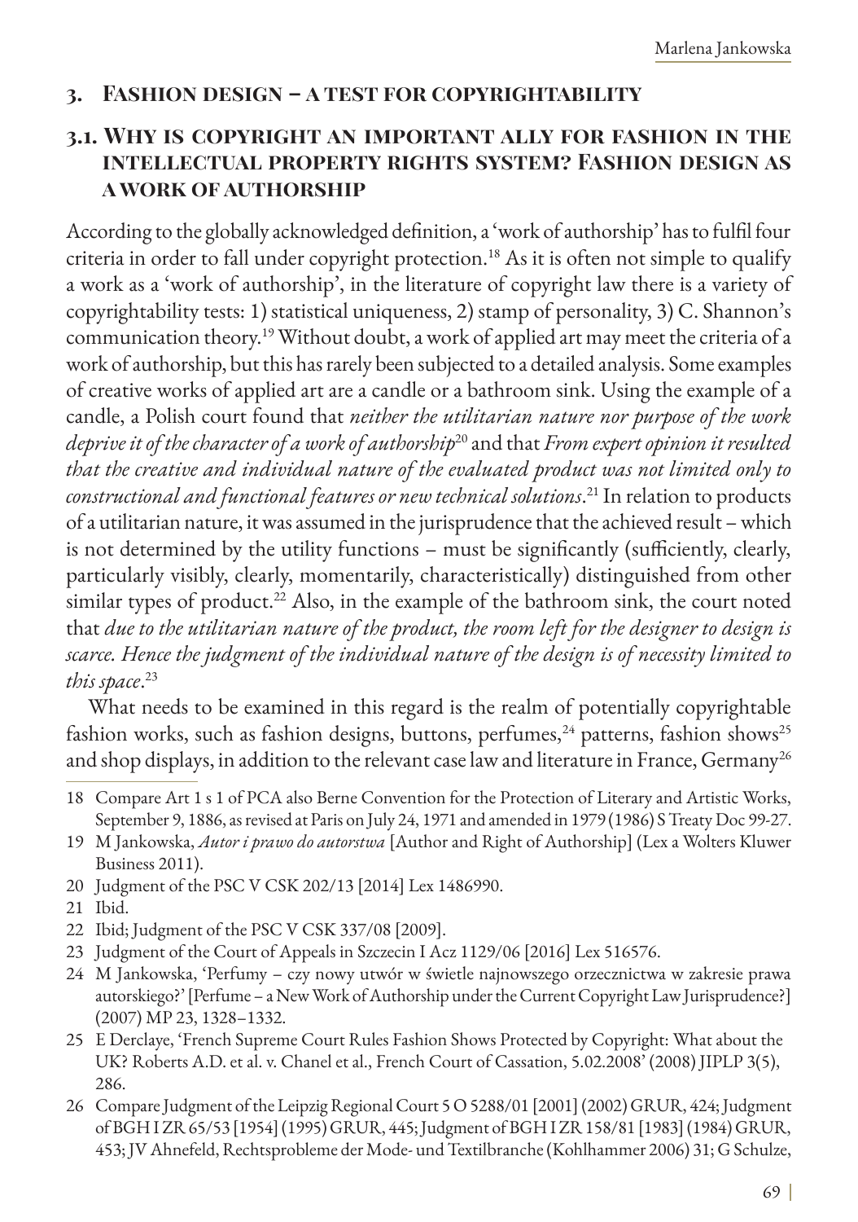## 3. Fashion design – a test for copyrightability

### 3.1. Why is copyright an important ally for fashion in the intellectual property rights system? Fashion design as a work of authorship

According to the globally acknowledged definition, a 'work of authorship' has to fulfil four criteria in order to fall under copyright protection.[18] As it is often not simple to qualify a work as a 'work of authorship', in the literature of copyright law there is a variety of copyrightability tests: 1) statistical uniqueness, 2) stamp of personality, 3) C. Shannon's communication theory.[19] Without doubt, a work of applied art may meet the criteria of a work of authorship, but this has rarely been subjected to a detailed analysis. Some examples of creative works of applied art are a candle or a bathroom sink. Using the example of a candle, a Polish court found that *neither the utilitarian nature nor purpose of the work deprive it of the character of a work of authorship*[20] and that *From expert opinion it resulted that the creative and individual nature of the evaluated product was not limited only to constructional and functional features or new technical solutions*.[21] In relation to products of a utilitarian nature, it was assumed in the jurisprudence that the achieved result – which is not determined by the utility functions – must be significantly (sufficiently, clearly, particularly visibly, clearly, momentarily, characteristically) distinguished from other similar types of product.[22] Also, in the example of the bathroom sink, the court noted that *due to the utilitarian nature of the product, the room left for the designer to design is scarce. Hence the judgment of the individual nature of the design is of necessity limited to this space*.[23]

What needs to be examined in this regard is the realm of potentially copyrightable fashion works, such as fashion designs, buttons, perfumes,[24] patterns, fashion shows[25] and shop displays, in addition to the relevant case law and literature in France, Germany[26]

---

18 Compare Art 1 s 1 of PCA also Berne Convention for the Protection of Literary and Artistic Works, September 9, 1886, as revised at Paris on July 24, 1971 and amended in 1979 (1986) S Treaty Doc 99-27.

19 M Jankowska, *Autor i prawo do autorstwa* [Author and Right of Authorship] (Lex a Wolters Kluwer Business 2011).

20 Judgment of the PSC V CSK 202/13 [2014] Lex 1486990.

21 Ibid.

22 Ibid; Judgment of the PSC V CSK 337/08 [2009].

23 Judgment of the Court of Appeals in Szczecin I Acz 1129/06 [2016] Lex 516576.

24 M Jankowska, 'Perfumy – czy nowy utwór w świetle najnowszego orzecznictwa w zakresie prawa autorskiego?' [Perfume – a New Work of Authorship under the Current Copyright Law Jurisprudence?] (2007) MP 23, 1328–1332.

25 E Derclaye, 'French Supreme Court Rules Fashion Shows Protected by Copyright: What about the UK? Roberts A.D. et al. v. Chanel et al., French Court of Cassation, 5.02.2008' (2008) JIPLP 3(5), 286.

26 Compare Judgment of the Leipzig Regional Court 5 O 5288/01 [2001] (2002) GRUR, 424; Judgment of BGH I ZR 65/53 [1954] (1995) GRUR, 445; Judgment of BGH I ZR 158/81 [1983] (1984) GRUR, 453; JV Ahnefeld, Rechtsprobleme der Mode- und Textilbranche (Kohlhammer 2006) 31; G Schulze,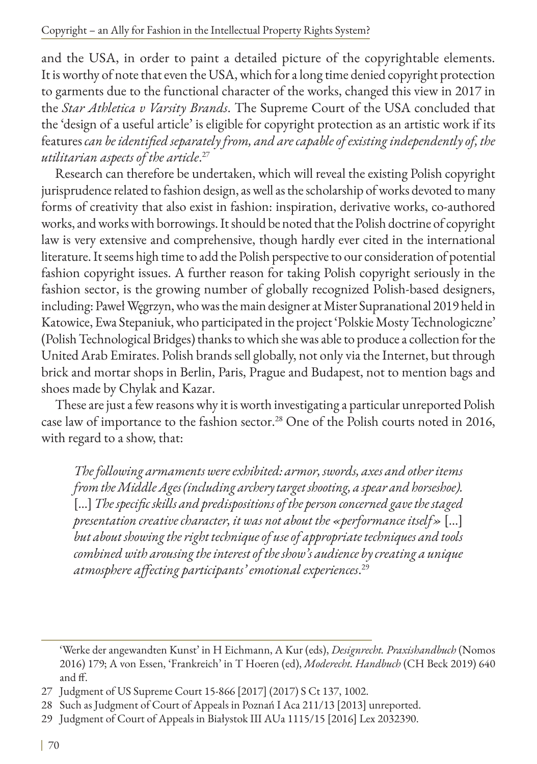and the USA, in order to paint a detailed picture of the copyrightable elements. It is worthy of note that even the USA, which for a long time denied copyright protection to garments due to the functional character of the works, changed this view in 2017 in the *Star Athletica v Varsity Brands*. The Supreme Court of the USA concluded that the 'design of a useful article' is eligible for copyright protection as an artistic work if its features *can be identified separately from, and are capable of existing independently of, the utilitarian aspects of the article*.[27]

Research can therefore be undertaken, which will reveal the existing Polish copyright jurisprudence related to fashion design, as well as the scholarship of works devoted to many forms of creativity that also exist in fashion: inspiration, derivative works, co-authored works, and works with borrowings. It should be noted that the Polish doctrine of copyright law is very extensive and comprehensive, though hardly ever cited in the international literature. It seems high time to add the Polish perspective to our consideration of potential fashion copyright issues. A further reason for taking Polish copyright seriously in the fashion sector, is the growing number of globally recognized Polish-based designers, including: Paweł Węgrzyn, who was the main designer at Mister Supranational 2019 held in Katowice, Ewa Stepaniuk, who participated in the project 'Polskie Mosty Technologiczne' (Polish Technological Bridges) thanks to which she was able to produce a collection for the United Arab Emirates. Polish brands sell globally, not only via the Internet, but through brick and mortar shops in Berlin, Paris, Prague and Budapest, not to mention bags and shoes made by Chylak and Kazar.

These are just a few reasons why it is worth investigating a particular unreported Polish case law of importance to the fashion sector.[28] One of the Polish courts noted in 2016, with regard to a show, that:

> *The following armaments were exhibited: armor, swords, axes and other items from the Middle Ages (including archery target shooting, a spear and horseshoe).* [...] *The specific skills and predispositions of the person concerned gave the staged presentation creative character, it was not about the «performance itself»* [...] *but about showing the right technique of use of appropriate techniques and tools combined with arousing the interest of the show's audience by creating a unique atmosphere affecting participants' emotional experiences*.[29]

---

'Werke der angewandten Kunst' in H Eichmann, A Kur (eds), *Designrecht. Praxishandbuch* (Nomos 2016) 179; A von Essen, 'Frankreich' in T Hoeren (ed), *Moderecht. Handbuch* (CH Beck 2019) 640 and ff.

27 Judgment of US Supreme Court 15-866 [2017] (2017) S Ct 137, 1002.

28 Such as Judgment of Court of Appeals in Poznań I Aca 211/13 [2013] unreported.

29 Judgment of Court of Appeals in Białystok III AUa 1115/15 [2016] Lex 2032390.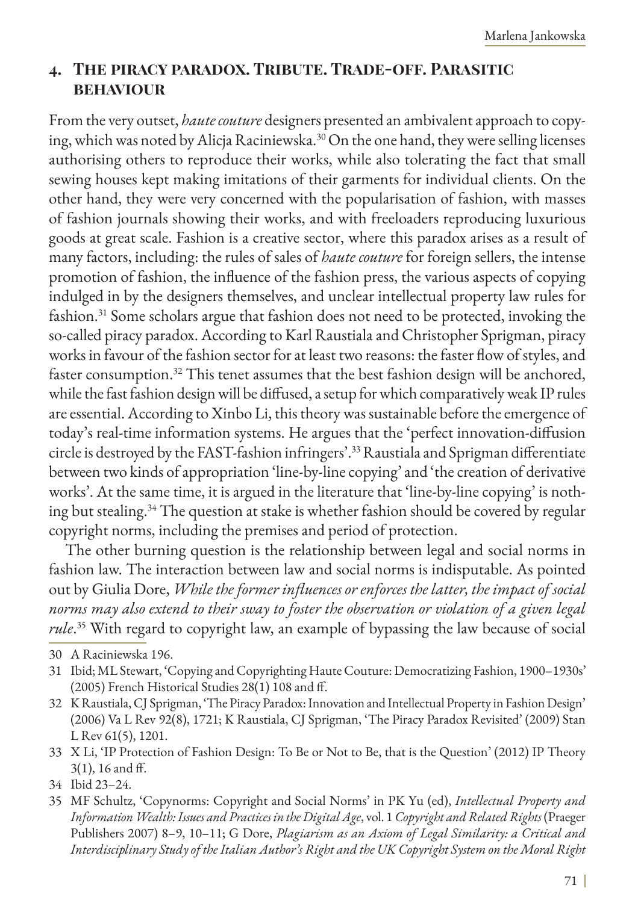## 4. The piracy paradox. Tribute. Trade-off. Parasitic behaviour

From the very outset, *haute couture* designers presented an ambivalent approach to copying, which was noted by Alicja Raciniewska.[30] On the one hand, they were selling licenses authorising others to reproduce their works, while also tolerating the fact that small sewing houses kept making imitations of their garments for individual clients. On the other hand, they were very concerned with the popularisation of fashion, with masses of fashion journals showing their works, and with freeloaders reproducing luxurious goods at great scale. Fashion is a creative sector, where this paradox arises as a result of many factors, including: the rules of sales of *haute couture* for foreign sellers, the intense promotion of fashion, the influence of the fashion press, the various aspects of copying indulged in by the designers themselves, and unclear intellectual property law rules for fashion.[31] Some scholars argue that fashion does not need to be protected, invoking the so-called piracy paradox. According to Karl Raustiala and Christopher Sprigman, piracy works in favour of the fashion sector for at least two reasons: the faster flow of styles, and faster consumption.[32] This tenet assumes that the best fashion design will be anchored, while the fast fashion design will be diffused, a setup for which comparatively weak IP rules are essential. According to Xinbo Li, this theory was sustainable before the emergence of today's real-time information systems. He argues that the 'perfect innovation-diffusion circle is destroyed by the FAST-fashion infringers'.[33] Raustiala and Sprigman differentiate between two kinds of appropriation 'line-by-line copying' and 'the creation of derivative works'. At the same time, it is argued in the literature that 'line-by-line copying' is nothing but stealing.[34] The question at stake is whether fashion should be covered by regular copyright norms, including the premises and period of protection.

The other burning question is the relationship between legal and social norms in fashion law. The interaction between law and social norms is indisputable. As pointed out by Giulia Dore, *While the former influences or enforces the latter, the impact of social norms may also extend to their sway to foster the observation or violation of a given legal rule*.[35] With regard to copyright law, an example of bypassing the law because of social

---

30 A Raciniewska 196.

31 Ibid; ML Stewart, 'Copying and Copyrighting Haute Couture: Democratizing Fashion, 1900–1930s' (2005) French Historical Studies 28(1) 108 and ff.

32 K Raustiala, CJ Sprigman, 'The Piracy Paradox: Innovation and Intellectual Property in Fashion Design' (2006) Va L Rev 92(8), 1721; K Raustiala, CJ Sprigman, 'The Piracy Paradox Revisited' (2009) Stan L Rev 61(5), 1201.

33 X Li, 'IP Protection of Fashion Design: To Be or Not to Be, that is the Question' (2012) IP Theory 3(1), 16 and ff.

34 Ibid 23–24.

35 MF Schultz, 'Copynorms: Copyright and Social Norms' in PK Yu (ed), *Intellectual Property and Information Wealth: Issues and Practices in the Digital Age*, vol. 1 *Copyright and Related Rights* (Praeger Publishers 2007) 8–9, 10–11; G Dore, *Plagiarism as an Axiom of Legal Similarity: a Critical and Interdisciplinary Study of the Italian Author's Right and the UK Copyright System on the Moral Right*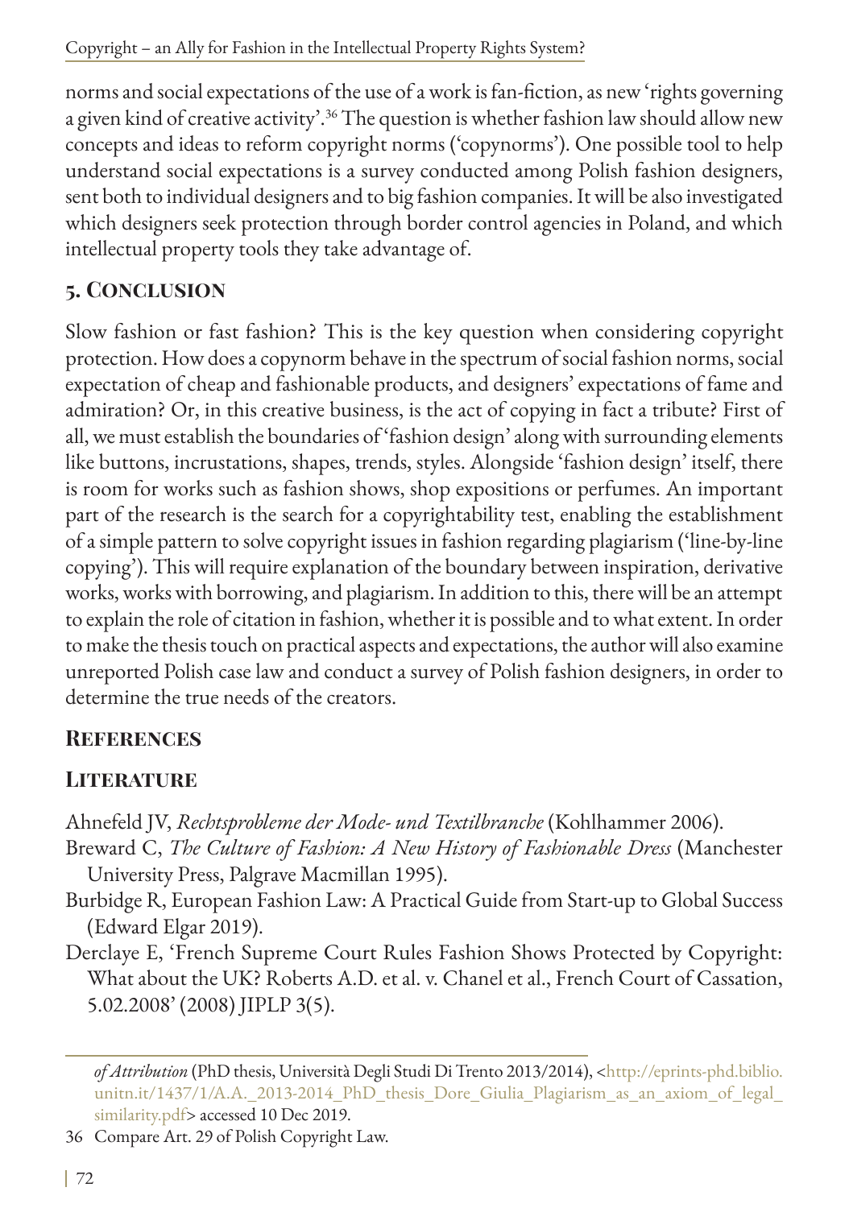norms and social expectations of the use of a work is fan-fiction, as new 'rights governing a given kind of creative activity'.[36] The question is whether fashion law should allow new concepts and ideas to reform copyright norms ('copynorms'). One possible tool to help understand social expectations is a survey conducted among Polish fashion designers, sent both to individual designers and to big fashion companies. It will be also investigated which designers seek protection through border control agencies in Poland, and which intellectual property tools they take advantage of.

## 5. Conclusion

Slow fashion or fast fashion? This is the key question when considering copyright protection. How does a copynorm behave in the spectrum of social fashion norms, social expectation of cheap and fashionable products, and designers' expectations of fame and admiration? Or, in this creative business, is the act of copying in fact a tribute? First of all, we must establish the boundaries of 'fashion design' along with surrounding elements like buttons, incrustations, shapes, trends, styles. Alongside 'fashion design' itself, there is room for works such as fashion shows, shop expositions or perfumes. An important part of the research is the search for a copyrightability test, enabling the establishment of a simple pattern to solve copyright issues in fashion regarding plagiarism ('line-by-line copying'). This will require explanation of the boundary between inspiration, derivative works, works with borrowing, and plagiarism. In addition to this, there will be an attempt to explain the role of citation in fashion, whether it is possible and to what extent. In order to make the thesis touch on practical aspects and expectations, the author will also examine unreported Polish case law and conduct a survey of Polish fashion designers, in order to determine the true needs of the creators.

## References

### Literature

Ahnefeld JV, *Rechtsprobleme der Mode- und Textilbranche* (Kohlhammer 2006).

Breward C, *The Culture of Fashion: A New History of Fashionable Dress* (Manchester University Press, Palgrave Macmillan 1995).

Burbidge R, European Fashion Law: A Practical Guide from Start-up to Global Success (Edward Elgar 2019).

Derclaye E, 'French Supreme Court Rules Fashion Shows Protected by Copyright: What about the UK? Roberts A.D. et al. v. Chanel et al., French Court of Cassation, 5.02.2008' (2008) JIPLP 3(5).

---

*of Attribution* (PhD thesis, Università Degli Studi Di Trento 2013/2014), <http://eprints-phd.biblio.unitn.it/1437/1/A.A._2013-2014_PhD_thesis_Dore_Giulia_Plagiarism_as_an_axiom_of_legal_similarity.pdf> accessed 10 Dec 2019.

36 Compare Art. 29 of Polish Copyright Law.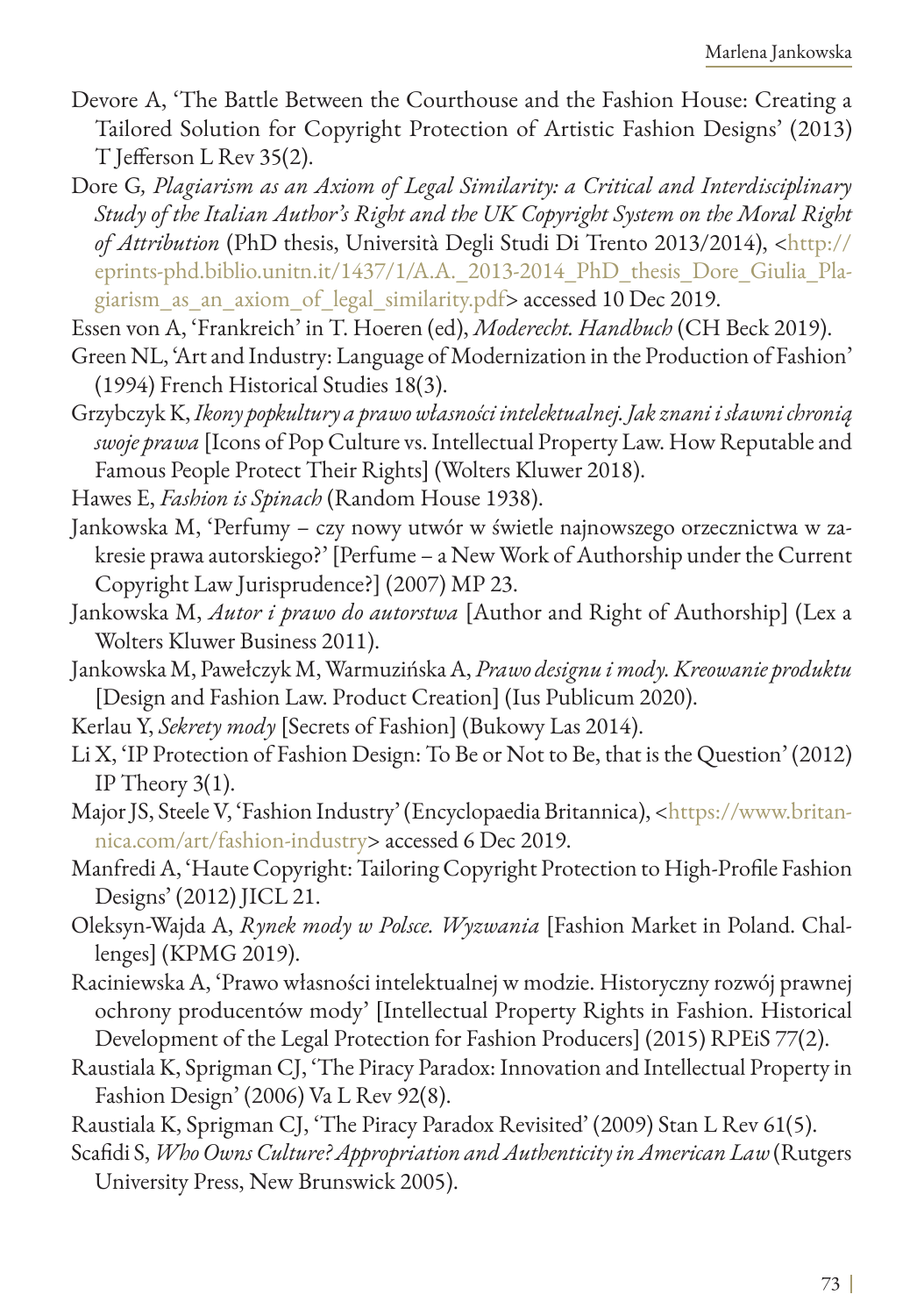Devore A, 'The Battle Between the Courthouse and the Fashion House: Creating a Tailored Solution for Copyright Protection of Artistic Fashion Designs' (2013) T Jefferson L Rev 35(2).

Dore G, *Plagiarism as an Axiom of Legal Similarity: a Critical and Interdisciplinary Study of the Italian Author's Right and the UK Copyright System on the Moral Right of Attribution* (PhD thesis, Università Degli Studi Di Trento 2013/2014), <http://eprints-phd.biblio.unitn.it/1437/1/A.A._2013-2014_PhD_thesis_Dore_Giulia_Plagiarism_as_an_axiom_of_legal_similarity.pdf> accessed 10 Dec 2019.

Essen von A, 'Frankreich' in T. Hoeren (ed), *Moderecht. Handbuch* (CH Beck 2019).

Green NL, 'Art and Industry: Language of Modernization in the Production of Fashion' (1994) French Historical Studies 18(3).

Grzybczyk K, *Ikony popkultury a prawo własności intelektualnej. Jak znani i sławni chronią swoje prawa* [Icons of Pop Culture vs. Intellectual Property Law. How Reputable and Famous People Protect Their Rights] (Wolters Kluwer 2018).

Hawes E, *Fashion is Spinach* (Random House 1938).

Jankowska M, 'Perfumy – czy nowy utwór w świetle najnowszego orzecznictwa w zakresie prawa autorskiego?' [Perfume – a New Work of Authorship under the Current Copyright Law Jurisprudence?] (2007) MP 23.

Jankowska M, *Autor i prawo do autorstwa* [Author and Right of Authorship] (Lex a Wolters Kluwer Business 2011).

Jankowska M, Pawełczyk M, Warmuzińska A, *Prawo designu i mody. Kreowanie produktu* [Design and Fashion Law. Product Creation] (Ius Publicum 2020).

Kerlau Y, *Sekrety mody* [Secrets of Fashion] (Bukowy Las 2014).

Li X, 'IP Protection of Fashion Design: To Be or Not to Be, that is the Question' (2012) IP Theory 3(1).

Major JS, Steele V, 'Fashion Industry' (Encyclopaedia Britannica), <https://www.britannica.com/art/fashion-industry> accessed 6 Dec 2019.

Manfredi A, 'Haute Copyright: Tailoring Copyright Protection to High-Profile Fashion Designs' (2012) JICL 21.

Oleksyn-Wajda A, *Rynek mody w Polsce. Wyzwania* [Fashion Market in Poland. Challenges] (KPMG 2019).

Raciniewska A, 'Prawo własności intelektualnej w modzie. Historyczny rozwój prawnej ochrony producentów mody' [Intellectual Property Rights in Fashion. Historical Development of the Legal Protection for Fashion Producers] (2015) RPEiS 77(2).

Raustiala K, Sprigman CJ, 'The Piracy Paradox: Innovation and Intellectual Property in Fashion Design' (2006) Va L Rev 92(8).

Raustiala K, Sprigman CJ, 'The Piracy Paradox Revisited' (2009) Stan L Rev 61(5).

Scafidi S, *Who Owns Culture? Appropriation and Authenticity in American Law* (Rutgers University Press, New Brunswick 2005).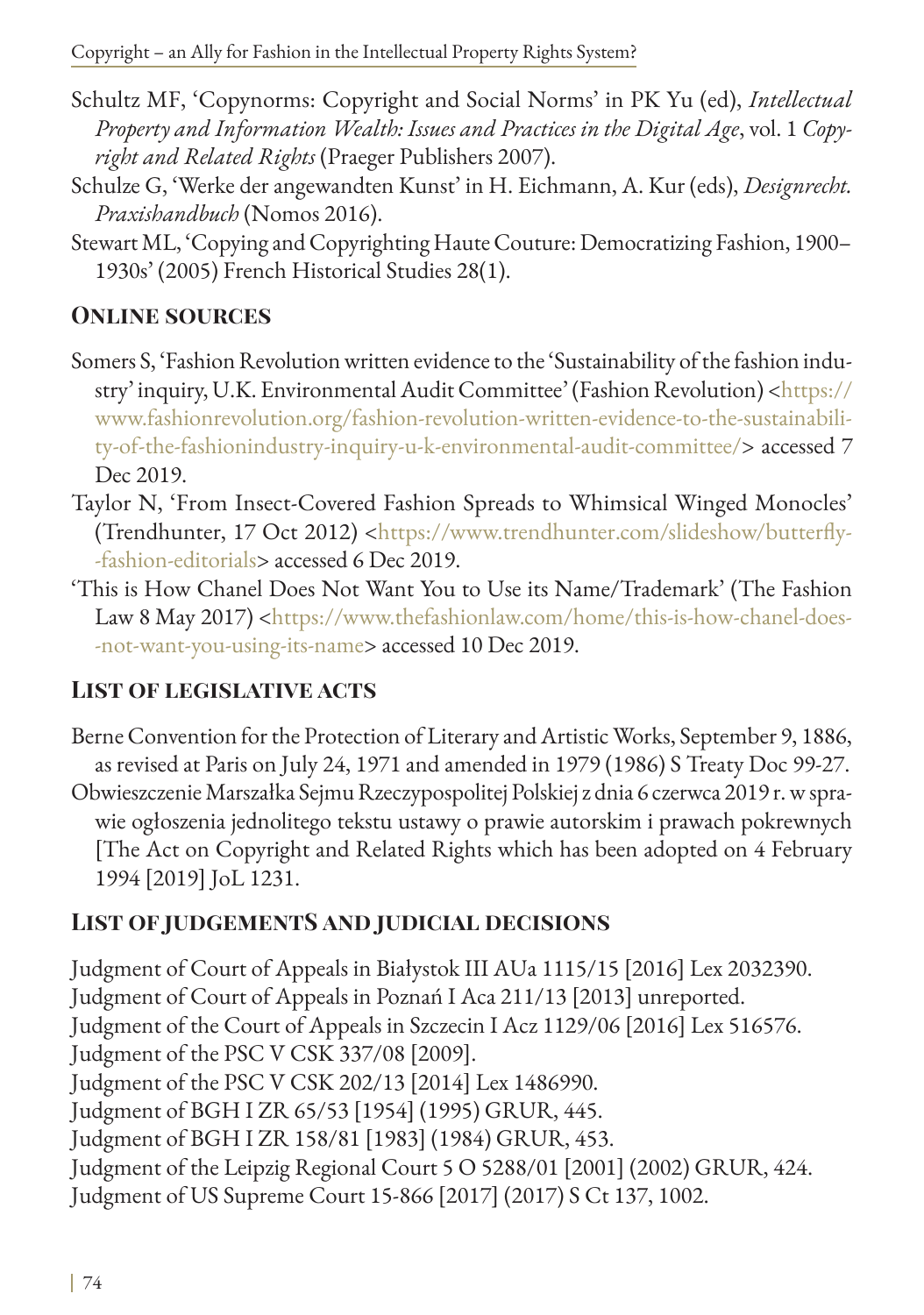Schultz MF, 'Copynorms: Copyright and Social Norms' in PK Yu (ed), *Intellectual Property and Information Wealth: Issues and Practices in the Digital Age*, vol. 1 *Copyright and Related Rights* (Praeger Publishers 2007).

Schulze G, 'Werke der angewandten Kunst' in H. Eichmann, A. Kur (eds), *Designrecht. Praxishandbuch* (Nomos 2016).

Stewart ML, 'Copying and Copyrighting Haute Couture: Democratizing Fashion, 1900–1930s' (2005) French Historical Studies 28(1).

## Online sources

Somers S, 'Fashion Revolution written evidence to the 'Sustainability of the fashion industry' inquiry, U.K. Environmental Audit Committee' (Fashion Revolution) <https://www.fashionrevolution.org/fashion-revolution-written-evidence-to-the-sustainability-of-the-fashionindustry-inquiry-u-k-environmental-audit-committee/> accessed 7 Dec 2019.

Taylor N, 'From Insect-Covered Fashion Spreads to Whimsical Winged Monocles' (Trendhunter, 17 Oct 2012) <https://www.trendhunter.com/slideshow/butterfly-fashion-editorials> accessed 6 Dec 2019.

'This is How Chanel Does Not Want You to Use its Name/Trademark' (The Fashion Law 8 May 2017) <https://www.thefashionlaw.com/home/this-is-how-chanel-does-not-want-you-using-its-name> accessed 10 Dec 2019.

## List of legislative acts

Berne Convention for the Protection of Literary and Artistic Works, September 9, 1886, as revised at Paris on July 24, 1971 and amended in 1979 (1986) S Treaty Doc 99-27.

Obwieszczenie Marszałka Sejmu Rzeczypospolitej Polskiej z dnia 6 czerwca 2019 r. w sprawie ogłoszenia jednolitego tekstu ustawy o prawie autorskim i prawach pokrewnych [The Act on Copyright and Related Rights which has been adopted on 4 February 1994 [2019] JoL 1231.

## List of judgements and judicial decisions

Judgment of Court of Appeals in Białystok III AUa 1115/15 [2016] Lex 2032390.

Judgment of Court of Appeals in Poznań I Aca 211/13 [2013] unreported.

Judgment of the Court of Appeals in Szczecin I Acz 1129/06 [2016] Lex 516576.

Judgment of the PSC V CSK 337/08 [2009].

Judgment of the PSC V CSK 202/13 [2014] Lex 1486990.

Judgment of BGH I ZR 65/53 [1954] (1995) GRUR, 445.

Judgment of BGH I ZR 158/81 [1983] (1984) GRUR, 453.

Judgment of the Leipzig Regional Court 5 O 5288/01 [2001] (2002) GRUR, 424.

Judgment of US Supreme Court 15-866 [2017] (2017) S Ct 137, 1002.